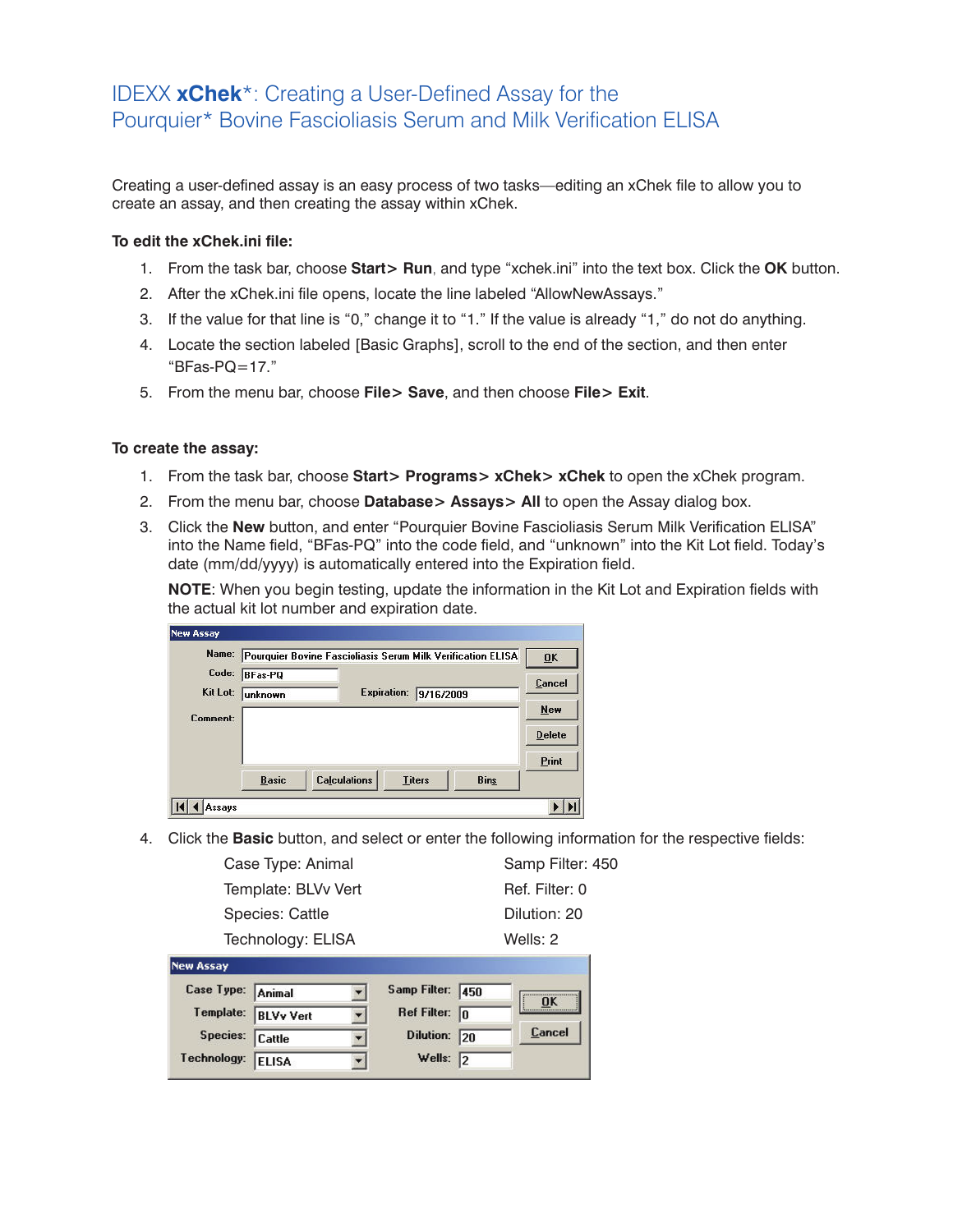# IDEXX **xChek***: Creating a User-Defined Assay for the Pourquier* Bovine Fascioliasis Serum and Milk Verification ELISA

Creating a user-defined assay is an easy process of two tasks—editing an xChek file to allow you to create an assay, and then creating the assay within xChek.

**To edit the xChek.ini file:**

1. From the task bar, choose **Start> Run**, and type "xchek.ini" into the text box. Click the **OK** button.
2. After the xChek.ini file opens, locate the line labeled "AllowNewAssays."
3. If the value for that line is "0," change it to "1." If the value is already "1," do not do anything.
4. Locate the section labeled [Basic Graphs], scroll to the end of the section, and then enter "BFas-PQ=17."
5. From the menu bar, choose **File> Save**, and then choose **File> Exit**.

**To create the assay:**

1. From the task bar, choose **Start> Programs> xChek> xChek** to open the xChek program.
2. From the menu bar, choose **Database> Assays> All** to open the Assay dialog box.
3. Click the **New** button, and enter "Pourquier Bovine Fascioliasis Serum Milk Verification ELISA" into the Name field, "BFas-PQ" into the code field, and "unknown" into the Kit Lot field. Today's date (mm/dd/yyyy) is automatically entered into the Expiration field.

   **NOTE**: When you begin testing, update the information in the Kit Lot and Expiration fields with the actual kit lot number and expiration date.

4. Click the **Basic** button, and select or enter the following information for the respective fields:

   | | |
   |---|---|
   | Case Type: Animal | Samp Filter: 450 |
   | Template: BLVv Vert | Ref. Filter: 0 |
   | Species: Cattle | Dilution: 20 |
   | Technology: ELISA | Wells: 2 |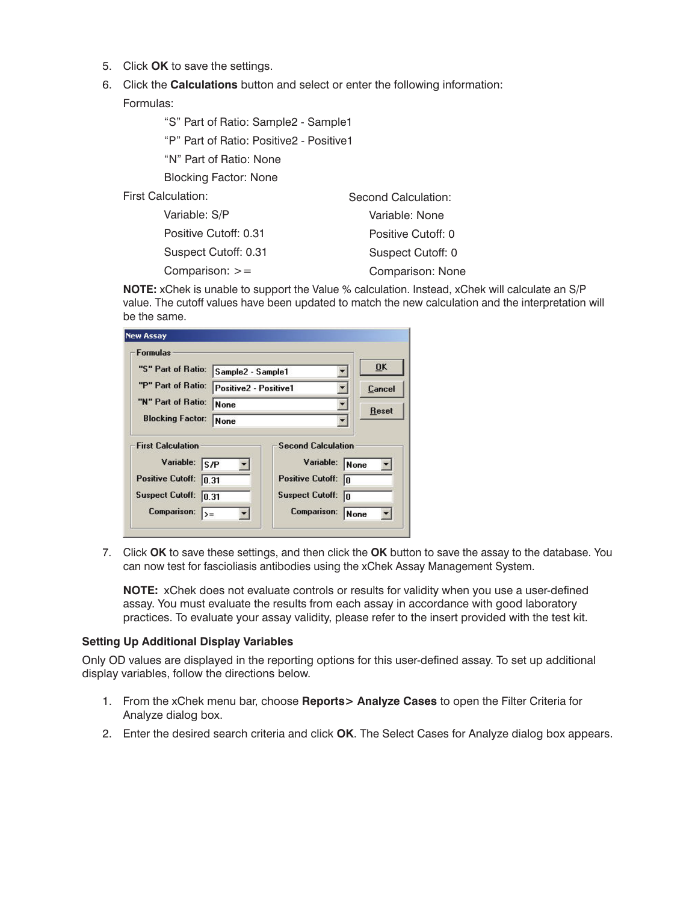5. Click **OK** to save the settings.
6. Click the **Calculations** button and select or enter the following information:

   Formulas:

   "S" Part of Ratio: Sample2 - Sample1

   "P" Part of Ratio: Positive2 - Positive1

   "N" Part of Ratio: None

   Blocking Factor: None

   First Calculation:

   Variable: S/P

   Positive Cutoff: 0.31

   Suspect Cutoff: 0.31

   Comparison: >=

   Second Calculation:

   Variable: None

   Positive Cutoff: 0

   Suspect Cutoff: 0

   Comparison: None

   **NOTE:** xChek is unable to support the Value % calculation. Instead, xChek will calculate an S/P value. The cutoff values have been updated to match the new calculation and the interpretation will be the same.

7. Click **OK** to save these settings, and then click the **OK** button to save the assay to the database. You can now test for fascioliasis antibodies using the xChek Assay Management System.

   **NOTE:** xChek does not evaluate controls or results for validity when you use a user-defined assay. You must evaluate the results from each assay in accordance with good laboratory practices. To evaluate your assay validity, please refer to the insert provided with the test kit.

### Setting Up Additional Display Variables

Only OD values are displayed in the reporting options for this user-defined assay. To set up additional display variables, follow the directions below.

1. From the xChek menu bar, choose **Reports> Analyze Cases** to open the Filter Criteria for Analyze dialog box.
2. Enter the desired search criteria and click **OK**. The Select Cases for Analyze dialog box appears.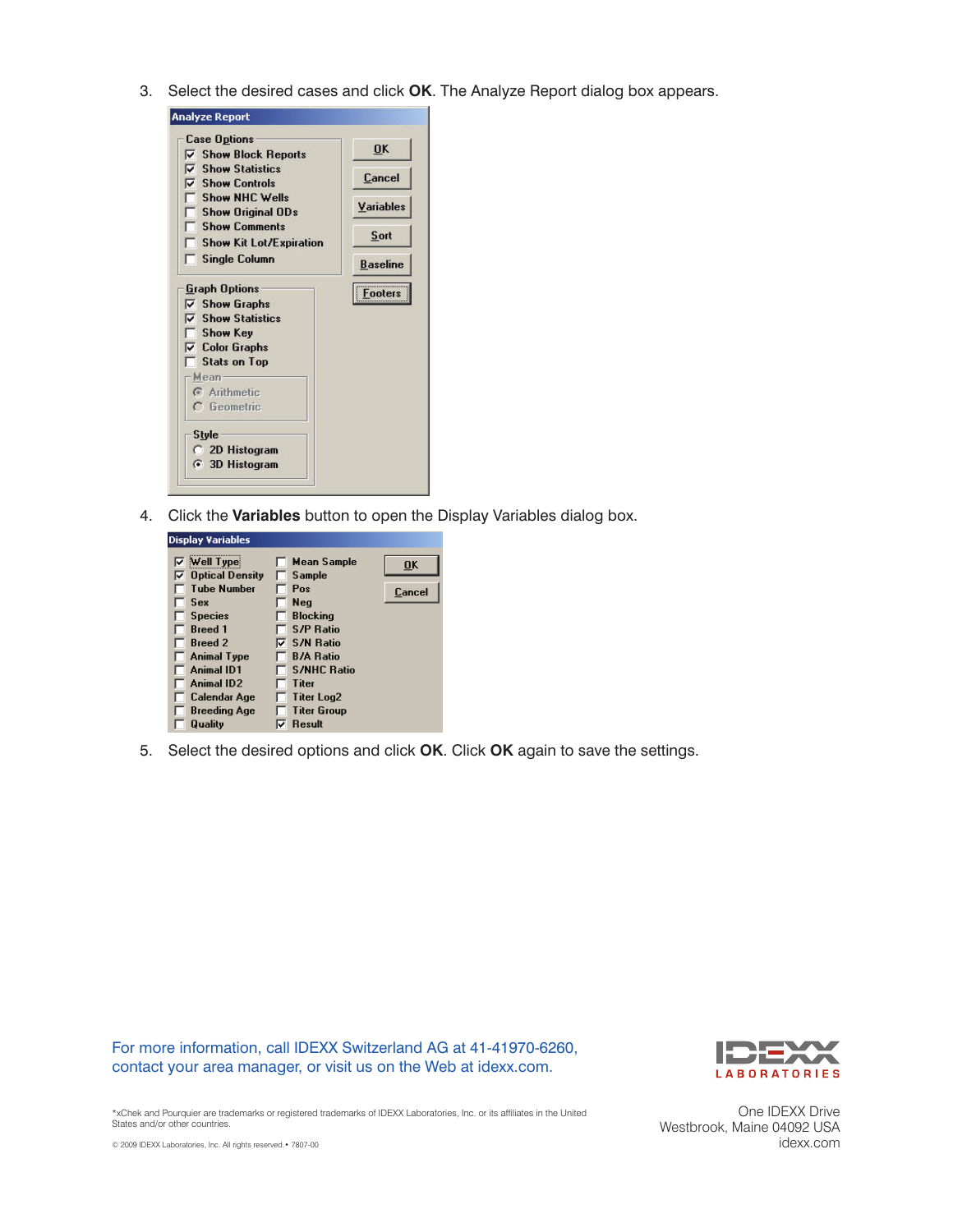3. Select the desired cases and click **OK**. The Analyze Report dialog box appears.

4. Click the **Variables** button to open the Display Variables dialog box.

5. Select the desired options and click **OK**. Click **OK** again to save the settings.

For more information, call IDEXX Switzerland AG at 41-41970-6260, contact your area manager, or visit us on the Web at idexx.com.

*xChek and Pourquier are trademarks or registered trademarks of IDEXX Laboratories, Inc. or its affiliates in the United States and/or other countries.

© 2009 IDEXX Laboratories, Inc. All rights reserved. • 7807-00

IDEXX LABORATORIES

One IDEXX Drive
Westbrook, Maine 04092 USA
idexx.com